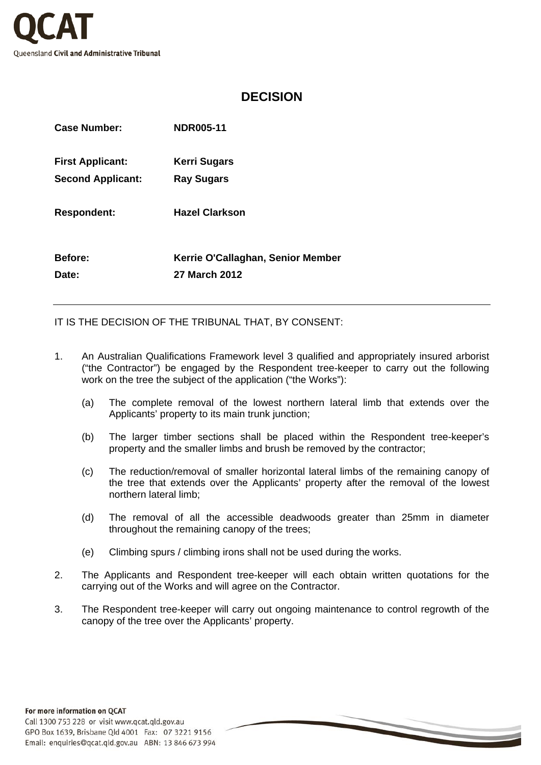QCAT

Queensland Civil and Administrative Tribunal

# DECISION

**Case Number:** **NDR005-11**

**First Applicant:** **Kerri Sugars**

**Second Applicant:** **Ray Sugars**

**Respondent:** **Hazel Clarkson**

**Before:** **Kerrie O'Callaghan, Senior Member**

**Date:** **27 March 2012**

---

IT IS THE DECISION OF THE TRIBUNAL THAT, BY CONSENT:

1. An Australian Qualifications Framework level 3 qualified and appropriately insured arborist ("the Contractor") be engaged by the Respondent tree-keeper to carry out the following work on the tree the subject of the application ("the Works"):

   (a) The complete removal of the lowest northern lateral limb that extends over the Applicants' property to its main trunk junction;

   (b) The larger timber sections shall be placed within the Respondent tree-keeper's property and the smaller limbs and brush be removed by the contractor;

   (c) The reduction/removal of smaller horizontal lateral limbs of the remaining canopy of the tree that extends over the Applicants' property after the removal of the lowest northern lateral limb;

   (d) The removal of all the accessible deadwoods greater than 25mm in diameter throughout the remaining canopy of the trees;

   (e) Climbing spurs / climbing irons shall not be used during the works.

2. The Applicants and Respondent tree-keeper will each obtain written quotations for the carrying out of the Works and will agree on the Contractor.

3. The Respondent tree-keeper will carry out ongoing maintenance to control regrowth of the canopy of the tree over the Applicants' property.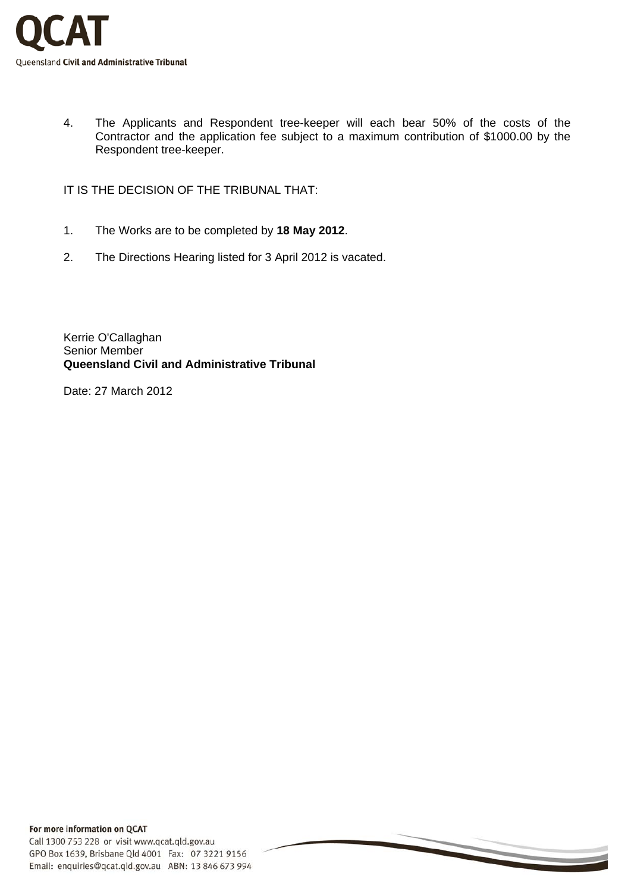4. The Applicants and Respondent tree-keeper will each bear 50% of the costs of the Contractor and the application fee subject to a maximum contribution of $1000.00 by the Respondent tree-keeper.

IT IS THE DECISION OF THE TRIBUNAL THAT:

1. The Works are to be completed by **18 May 2012**.

2. The Directions Hearing listed for 3 April 2012 is vacated.

Kerrie O'Callaghan
Senior Member
**Queensland Civil and Administrative Tribunal**

Date: 27 March 2012